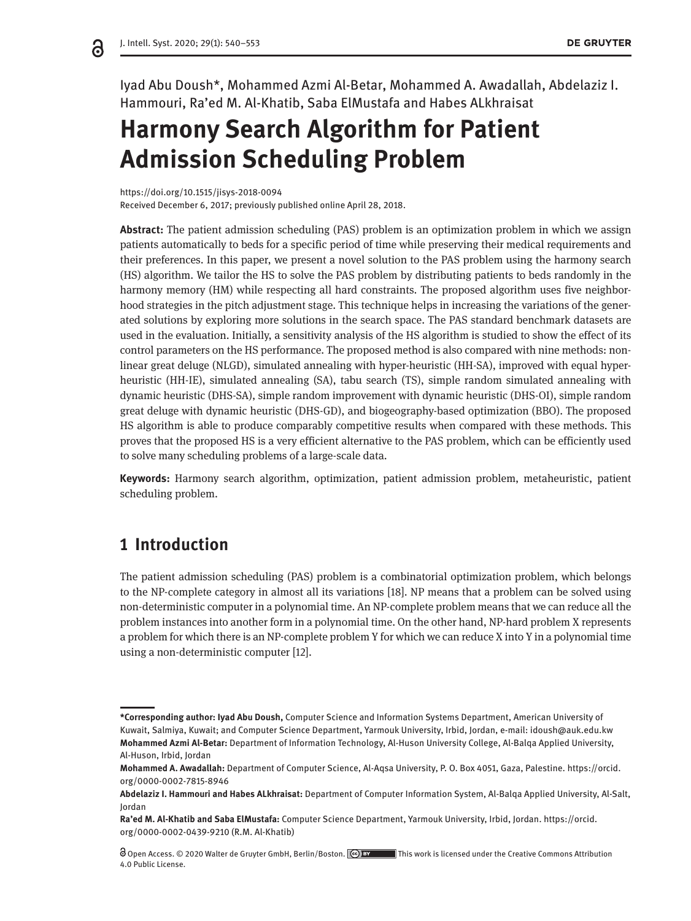Iyad Abu Doush*, Mohammed Azmi Al-Betar, Mohammed A. Awadallah, Abdelaziz I. Hammouri, Ra'ed M. Al-Khatib, Saba ElMustafa and Habes ALkhraisat

# Harmony Search Algorithm for Patient Admission Scheduling Problem

https://doi.org/10.1515/jisys-2018-0094
Received December 6, 2017; previously published online April 28, 2018.

**Abstract:** The patient admission scheduling (PAS) problem is an optimization problem in which we assign patients automatically to beds for a specific period of time while preserving their medical requirements and their preferences. In this paper, we present a novel solution to the PAS problem using the harmony search (HS) algorithm. We tailor the HS to solve the PAS problem by distributing patients to beds randomly in the harmony memory (HM) while respecting all hard constraints. The proposed algorithm uses five neighborhood strategies in the pitch adjustment stage. This technique helps in increasing the variations of the generated solutions by exploring more solutions in the search space. The PAS standard benchmark datasets are used in the evaluation. Initially, a sensitivity analysis of the HS algorithm is studied to show the effect of its control parameters on the HS performance. The proposed method is also compared with nine methods: non-linear great deluge (NLGD), simulated annealing with hyper-heuristic (HH-SA), improved with equal hyper-heuristic (HH-IE), simulated annealing (SA), tabu search (TS), simple random simulated annealing with dynamic heuristic (DHS-SA), simple random improvement with dynamic heuristic (DHS-OI), simple random great deluge with dynamic heuristic (DHS-GD), and biogeography-based optimization (BBO). The proposed HS algorithm is able to produce comparably competitive results when compared with these methods. This proves that the proposed HS is a very efficient alternative to the PAS problem, which can be efficiently used to solve many scheduling problems of a large-scale data.

**Keywords:** Harmony search algorithm, optimization, patient admission problem, metaheuristic, patient scheduling problem.

## 1 Introduction

The patient admission scheduling (PAS) problem is a combinatorial optimization problem, which belongs to the NP-complete category in almost all its variations [18]. NP means that a problem can be solved using non-deterministic computer in a polynomial time. An NP-complete problem means that we can reduce all the problem instances into another form in a polynomial time. On the other hand, NP-hard problem X represents a problem for which there is an NP-complete problem Y for which we can reduce X into Y in a polynomial time using a non-deterministic computer [12].

---

***Corresponding author: Iyad Abu Doush,** Computer Science and Information Systems Department, American University of Kuwait, Salmiya, Kuwait; and Computer Science Department, Yarmouk University, Irbid, Jordan, e-mail: idoush@auk.edu.kw
**Mohammed Azmi Al-Betar:** Department of Information Technology, Al-Huson University College, Al-Balqa Applied University, Al-Huson, Irbid, Jordan
**Mohammed A. Awadallah:** Department of Computer Science, Al-Aqsa University, P. O. Box 4051, Gaza, Palestine. https://orcid.org/0000-0002-7815-8946
**Abdelaziz I. Hammouri and Habes ALkhraisat:** Department of Computer Information System, Al-Balqa Applied University, Al-Salt, Jordan
**Ra'ed M. Al-Khatib and Saba ElMustafa:** Computer Science Department, Yarmouk University, Irbid, Jordan. https://orcid.org/0000-0002-0439-9210 (R.M. Al-Khatib)

Open Access. © 2020 Walter de Gruyter GmbH, Berlin/Boston. This work is licensed under the Creative Commons Attribution 4.0 Public License.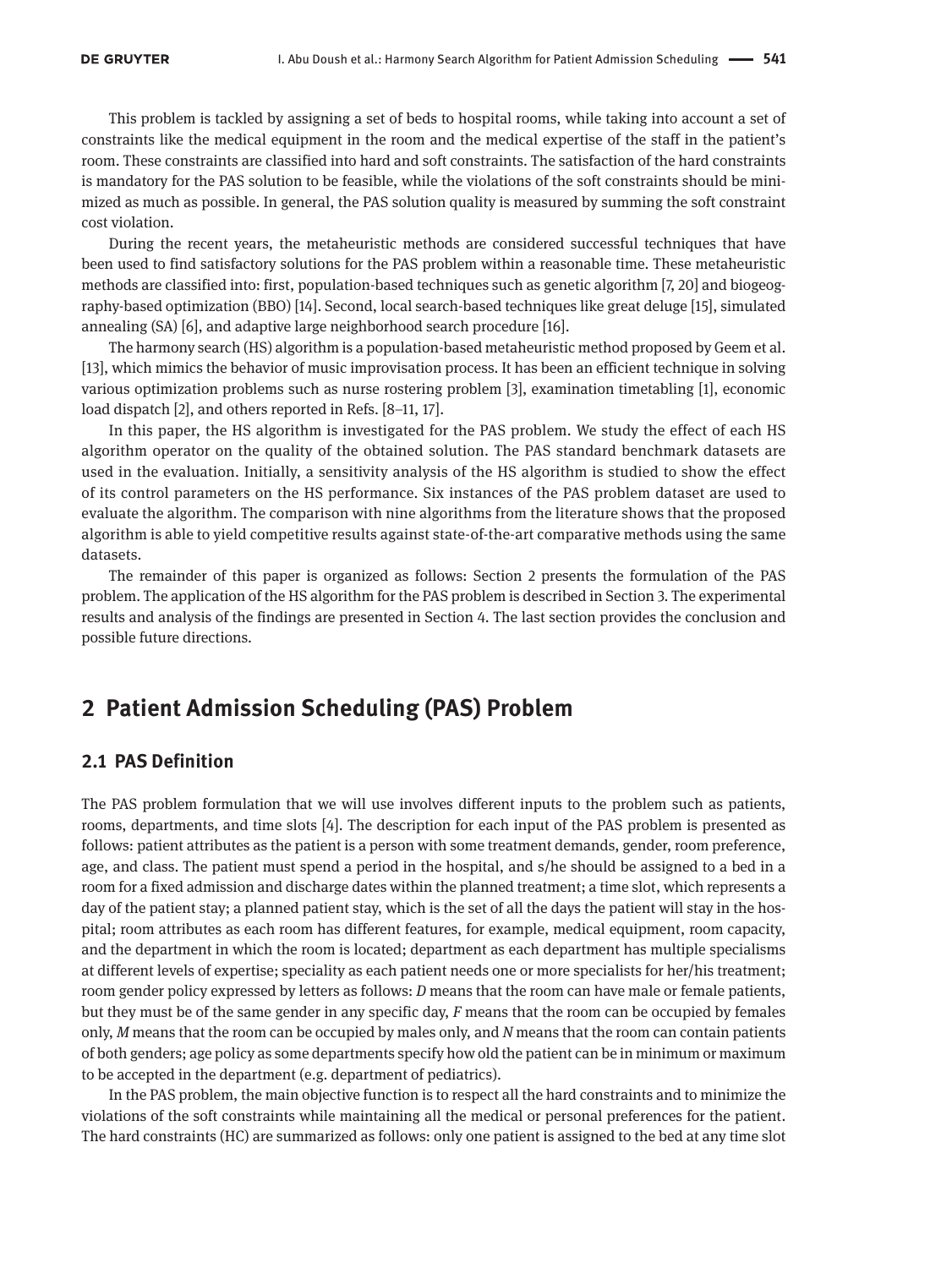This problem is tackled by assigning a set of beds to hospital rooms, while taking into account a set of constraints like the medical equipment in the room and the medical expertise of the staff in the patient's room. These constraints are classified into hard and soft constraints. The satisfaction of the hard constraints is mandatory for the PAS solution to be feasible, while the violations of the soft constraints should be minimized as much as possible. In general, the PAS solution quality is measured by summing the soft constraint cost violation.

During the recent years, the metaheuristic methods are considered successful techniques that have been used to find satisfactory solutions for the PAS problem within a reasonable time. These metaheuristic methods are classified into: first, population-based techniques such as genetic algorithm [7, 20] and biogeography-based optimization (BBO) [14]. Second, local search-based techniques like great deluge [15], simulated annealing (SA) [6], and adaptive large neighborhood search procedure [16].

The harmony search (HS) algorithm is a population-based metaheuristic method proposed by Geem et al. [13], which mimics the behavior of music improvisation process. It has been an efficient technique in solving various optimization problems such as nurse rostering problem [3], examination timetabling [1], economic load dispatch [2], and others reported in Refs. [8–11, 17].

In this paper, the HS algorithm is investigated for the PAS problem. We study the effect of each HS algorithm operator on the quality of the obtained solution. The PAS standard benchmark datasets are used in the evaluation. Initially, a sensitivity analysis of the HS algorithm is studied to show the effect of its control parameters on the HS performance. Six instances of the PAS problem dataset are used to evaluate the algorithm. The comparison with nine algorithms from the literature shows that the proposed algorithm is able to yield competitive results against state-of-the-art comparative methods using the same datasets.

The remainder of this paper is organized as follows: Section 2 presents the formulation of the PAS problem. The application of the HS algorithm for the PAS problem is described in Section 3. The experimental results and analysis of the findings are presented in Section 4. The last section provides the conclusion and possible future directions.

## 2 Patient Admission Scheduling (PAS) Problem

### 2.1 PAS Definition

The PAS problem formulation that we will use involves different inputs to the problem such as patients, rooms, departments, and time slots [4]. The description for each input of the PAS problem is presented as follows: patient attributes as the patient is a person with some treatment demands, gender, room preference, age, and class. The patient must spend a period in the hospital, and s/he should be assigned to a bed in a room for a fixed admission and discharge dates within the planned treatment; a time slot, which represents a day of the patient stay; a planned patient stay, which is the set of all the days the patient will stay in the hospital; room attributes as each room has different features, for example, medical equipment, room capacity, and the department in which the room is located; department as each department has multiple specialisms at different levels of expertise; speciality as each patient needs one or more specialists for her/his treatment; room gender policy expressed by letters as follows: *D* means that the room can have male or female patients, but they must be of the same gender in any specific day, *F* means that the room can be occupied by females only, *M* means that the room can be occupied by males only, and *N* means that the room can contain patients of both genders; age policy as some departments specify how old the patient can be in minimum or maximum to be accepted in the department (e.g. department of pediatrics).

In the PAS problem, the main objective function is to respect all the hard constraints and to minimize the violations of the soft constraints while maintaining all the medical or personal preferences for the patient. The hard constraints (HC) are summarized as follows: only one patient is assigned to the bed at any time slot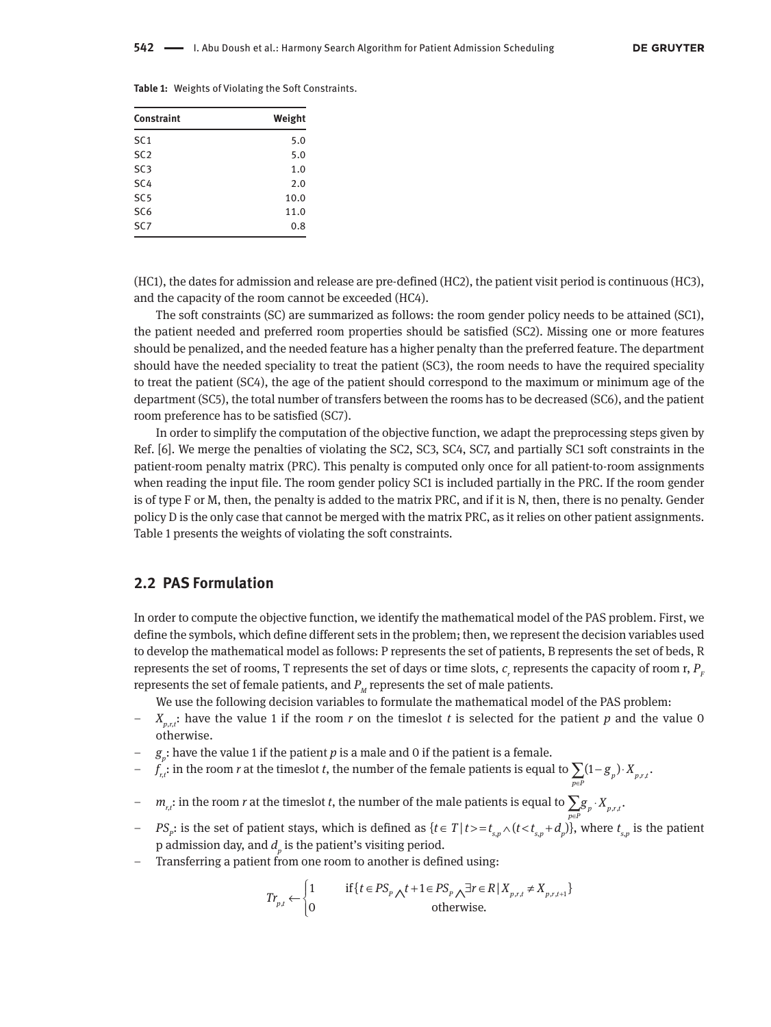**Table 1:** Weights of Violating the Soft Constraints.

| Constraint | Weight |
|---|---|
| SC1 | 5.0 |
| SC2 | 5.0 |
| SC3 | 1.0 |
| SC4 | 2.0 |
| SC5 | 10.0 |
| SC6 | 11.0 |
| SC7 | 0.8 |

(HC1), the dates for admission and release are pre-defined (HC2), the patient visit period is continuous (HC3), and the capacity of the room cannot be exceeded (HC4).

The soft constraints (SC) are summarized as follows: the room gender policy needs to be attained (SC1), the patient needed and preferred room properties should be satisfied (SC2). Missing one or more features should be penalized, and the needed feature has a higher penalty than the preferred feature. The department should have the needed speciality to treat the patient (SC3), the room needs to have the required speciality to treat the patient (SC4), the age of the patient should correspond to the maximum or minimum age of the department (SC5), the total number of transfers between the rooms has to be decreased (SC6), and the patient room preference has to be satisfied (SC7).

In order to simplify the computation of the objective function, we adapt the preprocessing steps given by Ref. [6]. We merge the penalties of violating the SC2, SC3, SC4, SC7, and partially SC1 soft constraints in the patient-room penalty matrix (PRC). This penalty is computed only once for all patient-to-room assignments when reading the input file. The room gender policy SC1 is included partially in the PRC. If the room gender is of type F or M, then, the penalty is added to the matrix PRC, and if it is N, then, there is no penalty. Gender policy D is the only case that cannot be merged with the matrix PRC, as it relies on other patient assignments. Table 1 presents the weights of violating the soft constraints.

## 2.2 PAS Formulation

In order to compute the objective function, we identify the mathematical model of the PAS problem. First, we define the symbols, which define different sets in the problem; then, we represent the decision variables used to develop the mathematical model as follows: P represents the set of patients, B represents the set of beds, R represents the set of rooms, T represents the set of days or time slots, $c_r$ represents the capacity of room r, $P_F$ represents the set of female patients, and $P_M$ represents the set of male patients.

We use the following decision variables to formulate the mathematical model of the PAS problem:

- $X_{p,r,t}$: have the value 1 if the room $r$ on the timeslot $t$ is selected for the patient $p$ and the value 0 otherwise.
- $g_p$: have the value 1 if the patient $p$ is a male and 0 if the patient is a female.
- $f_{r,t}$: in the room $r$ at the timeslot $t$, the number of the female patients is equal to $\sum_{p \in P} (1 - g_p) \cdot X_{p,r,t}$.
- $m_{r,t}$: in the room $r$ at the timeslot $t$, the number of the male patients is equal to $\sum_{p \in P} g_p \cdot X_{p,r,t}$.
- $PS_p$: is the set of patient stays, which is defined as $\{t \in T \mid t >= t_{s,p} \wedge (t < t_{s,p} + d_p)\}$, where $t_{s,p}$ is the patient p admission day, and $d_p$ is the patient's visiting period.
- Transferring a patient from one room to another is defined using:

$$Tr_{p,t} \leftarrow \begin{cases} 1 & \text{if} \{ t \in PS_P \wedge t+1 \in PS_P \wedge \exists r \in R \mid X_{p,r,t} \neq X_{p,r,t+1} \} \\ 0 & \text{otherwise.} \end{cases}$$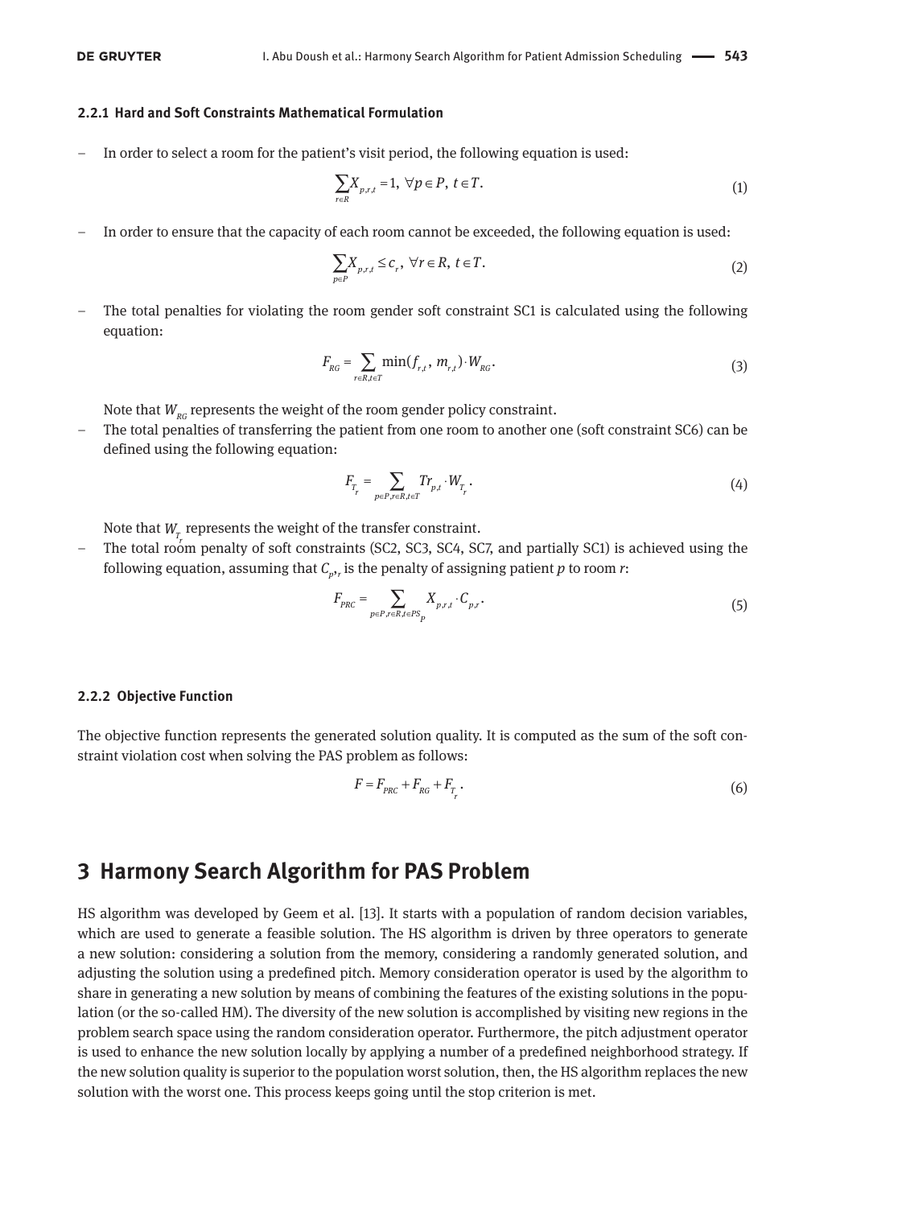### 2.2.1 Hard and Soft Constraints Mathematical Formulation

- In order to select a room for the patient's visit period, the following equation is used:

$$\sum_{r\in R} X_{p,r,t} = 1,\ \forall p \in P,\ t \in T. \tag{1}$$

- In order to ensure that the capacity of each room cannot be exceeded, the following equation is used:

$$\sum_{p\in P} X_{p,r,t} \le c_r,\ \forall r \in R,\ t \in T. \tag{2}$$

- The total penalties for violating the room gender soft constraint SC1 is calculated using the following equation:

$$F_{RG} = \sum_{r\in R, t\in T} \min(f_{r,t},\ m_{r,t}) \cdot W_{RG}. \tag{3}$$

  Note that $W_{RG}$ represents the weight of the room gender policy constraint.

- The total penalties of transferring the patient from one room to another one (soft constraint SC6) can be defined using the following equation:

$$F_{T_r} = \sum_{p\in P, r\in R, t\in T} Tr_{p,t} \cdot W_{T_r}. \tag{4}$$

  Note that $W_{T_r}$ represents the weight of the transfer constraint.

- The total room penalty of soft constraints (SC2, SC3, SC4, SC7, and partially SC1) is achieved using the following equation, assuming that $C_{p,r}$ is the penalty of assigning patient $p$ to room $r$:

$$F_{PRC} = \sum_{p\in P, r\in R, t\in PS_p} X_{p,r,t} \cdot C_{p,r}. \tag{5}$$

### 2.2.2 Objective Function

The objective function represents the generated solution quality. It is computed as the sum of the soft constraint violation cost when solving the PAS problem as follows:

$$F = F_{PRC} + F_{RG} + F_{T_r}. \tag{6}$$

## 3 Harmony Search Algorithm for PAS Problem

HS algorithm was developed by Geem et al. [13]. It starts with a population of random decision variables, which are used to generate a feasible solution. The HS algorithm is driven by three operators to generate a new solution: considering a solution from the memory, considering a randomly generated solution, and adjusting the solution using a predefined pitch. Memory consideration operator is used by the algorithm to share in generating a new solution by means of combining the features of the existing solutions in the population (or the so-called HM). The diversity of the new solution is accomplished by visiting new regions in the problem search space using the random consideration operator. Furthermore, the pitch adjustment operator is used to enhance the new solution locally by applying a number of a predefined neighborhood strategy. If the new solution quality is superior to the population worst solution, then, the HS algorithm replaces the new solution with the worst one. This process keeps going until the stop criterion is met.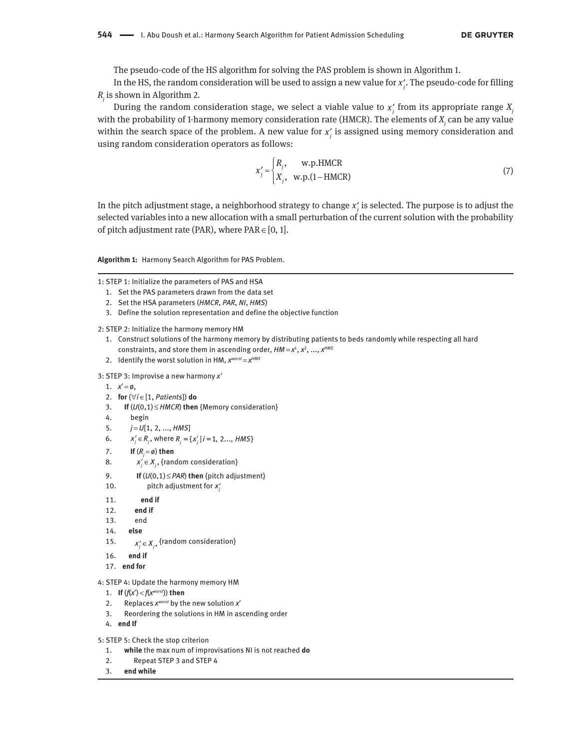The pseudo-code of the HS algorithm for solving the PAS problem is shown in Algorithm 1.

In the HS, the random consideration will be used to assign a new value for $x'_j$. The pseudo-code for filling $R_j$ is shown in Algorithm 2.

During the random consideration stage, we select a viable value to $x'_j$ from its appropriate range $X_j$ with the probability of 1-harmony memory consideration rate (HMCR). The elements of $X_j$ can be any value within the search space of the problem. A new value for $x'_j$ is assigned using memory consideration and using random consideration operators as follows:

$$x'_j = \begin{cases} R_j, & \text{w.p.HMCR} \\ X_j, & \text{w.p.}(1-\text{HMCR}) \end{cases} \tag{7}$$

In the pitch adjustment stage, a neighborhood strategy to change $x'_j$ is selected. The purpose is to adjust the selected variables into a new allocation with a small perturbation of the current solution with the probability of pitch adjustment rate (PAR), where PAR $\in [0, 1]$.

**Algorithm 1:** Harmony Search Algorithm for PAS Problem.

```
1: STEP 1: Initialize the parameters of PAS and HSA
   1. Set the PAS parameters drawn from the data set
   2. Set the HSA parameters (HMCR, PAR, NI, HMS)
   3. Define the solution representation and define the objective function

2: STEP 2: Initialize the harmony memory HM
   1. Construct solutions of the harmony memory by distributing patients to beds randomly while respecting all hard
      constraints, and store them in ascending order, HM = x^1, x^2, ..., x^HMS
   2. Identify the worst solution in HM, x^worst = x^HMS

3: STEP 3: Improvise a new harmony x'
   1.  x' = ∅,
   2.  for (∀i ∈ [1, Patients]) do
   3.    If (U(0,1) ≤ HMCR) then {Memory consideration}
   4.      begin
   5.      j = U[1, 2, ..., HMS]
   6.      x'_j ∈ R_j, where R_j = {x^i_j | i = 1, 2..., HMS}
   7.      If (R_j = ∅) then
   8.        x'_j ∈ X_j, {random consideration}
   9.        If (U(0,1) ≤ PAR) then {pitch adjustment}
   10.         pitch adjustment for x'_j
   11.       end if
   12.     end if
   13.     end
   14.   else
   15.     x'_j ∈ X_j, {random consideration}
   16.   end if
   17. end for

4: STEP 4: Update the harmony memory HM
   1. If (f(x') < f(x^worst)) then
   2.   Replaces x^worst by the new solution x'
   3.   Reordering the solutions in HM in ascending order
   4. end If

5: STEP 5: Check the stop criterion
   1.  while the max num of improvisations NI is not reached do
   2.    Repeat STEP 3 and STEP 4
   3.  end while
```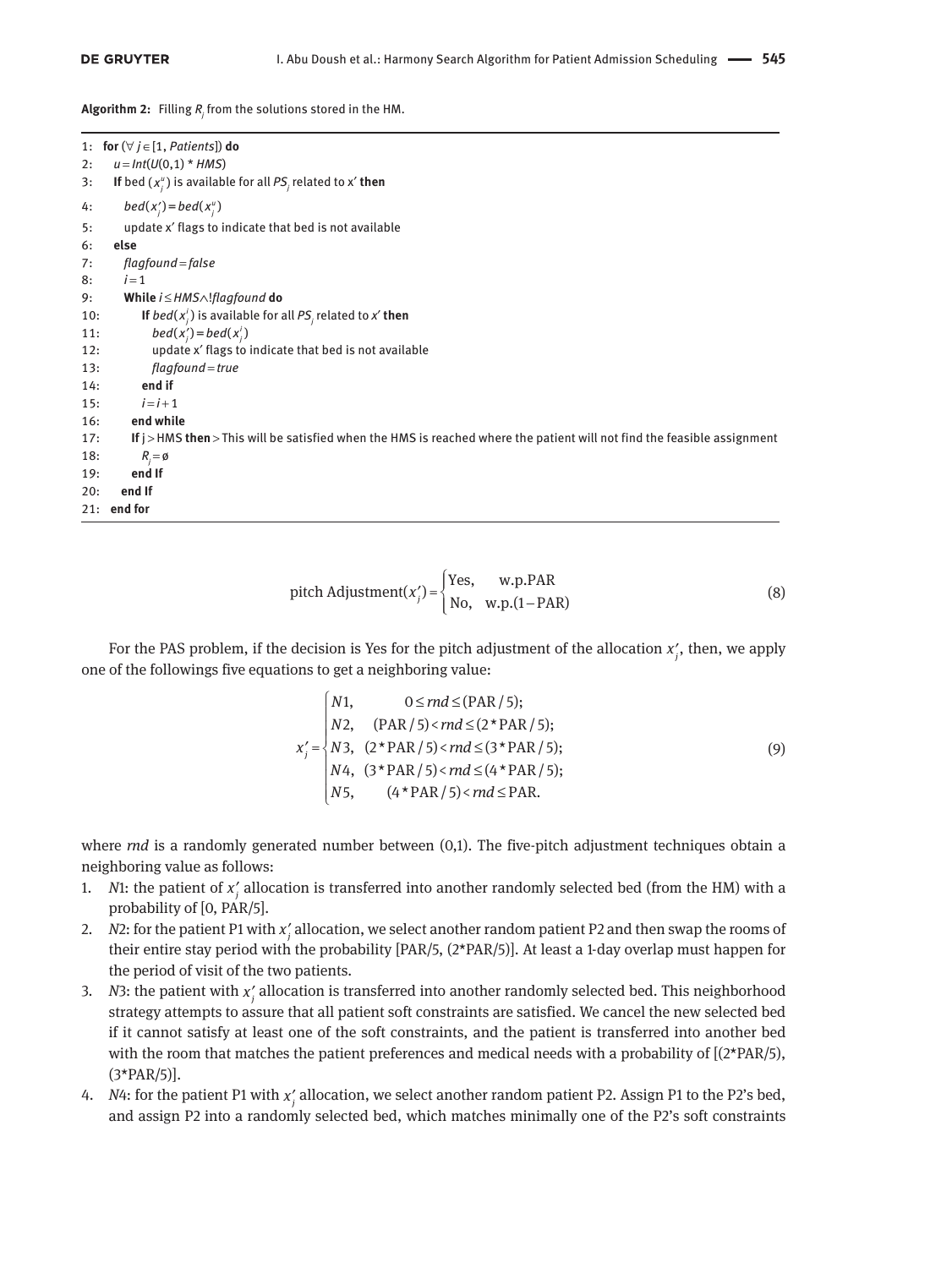**Algorithm 2:** Filling $R_j$ from the solutions stored in the HM.

```
1:  for (∀ j ∈ [1, Patients]) do
2:    u = Int(U(0,1) * HMS)
3:    If bed (x_j^u) is available for all PS_j related to x′ then
4:      bed(x′_j) = bed(x_j^u)
5:      update x′ flags to indicate that bed is not available
6:    else
7:      flagfound = false
8:      i = 1
9:      While i ≤ HMS ∧ !flagfound do
10:       If bed(x_j^i) is available for all PS_j related to x′ then
11:         bed(x′_j) = bed(x_j^i)
12:         update x′ flags to indicate that bed is not available
13:         flagfound = true
14:       end if
15:       i = i + 1
16:     end while
17:     If j > HMS then > This will be satisfied when the HMS is reached where the patient will not find the feasible assignment
18:       R_j = ø
19:     end If
20:   end If
21: end for
```

$$\text{pitch Adjustment}(x'_j) = \begin{cases} \text{Yes}, & \text{w.p.PAR} \\ \text{No}, & \text{w.p.}(1-\text{PAR}) \end{cases} \tag{8}$$

For the PAS problem, if the decision is Yes for the pitch adjustment of the allocation $x'_j$, then, we apply one of the followings five equations to get a neighboring value:

$$x'_j = \begin{cases} N1, & 0 \le rnd \le (\text{PAR}/5); \\ N2, & (\text{PAR}/5) < rnd \le (2*\text{PAR}/5); \\ N3, & (2*\text{PAR}/5) < rnd \le (3*\text{PAR}/5); \\ N4, & (3*\text{PAR}/5) < rnd \le (4*\text{PAR}/5); \\ N5, & (4*\text{PAR}/5) < rnd \le \text{PAR}. \end{cases} \tag{9}$$

where *rnd* is a randomly generated number between (0,1). The five-pitch adjustment techniques obtain a neighboring value as follows:

1. *N*1: the patient of $x'_j$ allocation is transferred into another randomly selected bed (from the HM) with a probability of [0, PAR/5].
2. *N*2: for the patient P1 with $x'_j$ allocation, we select another random patient P2 and then swap the rooms of their entire stay period with the probability [PAR/5, (2*PAR/5)]. At least a 1-day overlap must happen for the period of visit of the two patients.
3. *N*3: the patient with $x'_j$ allocation is transferred into another randomly selected bed. This neighborhood strategy attempts to assure that all patient soft constraints are satisfied. We cancel the new selected bed if it cannot satisfy at least one of the soft constraints, and the patient is transferred into another bed with the room that matches the patient preferences and medical needs with a probability of [(2*PAR/5), (3*PAR/5)].
4. *N*4: for the patient P1 with $x'_j$ allocation, we select another random patient P2. Assign P1 to the P2's bed, and assign P2 into a randomly selected bed, which matches minimally one of the P2's soft constraints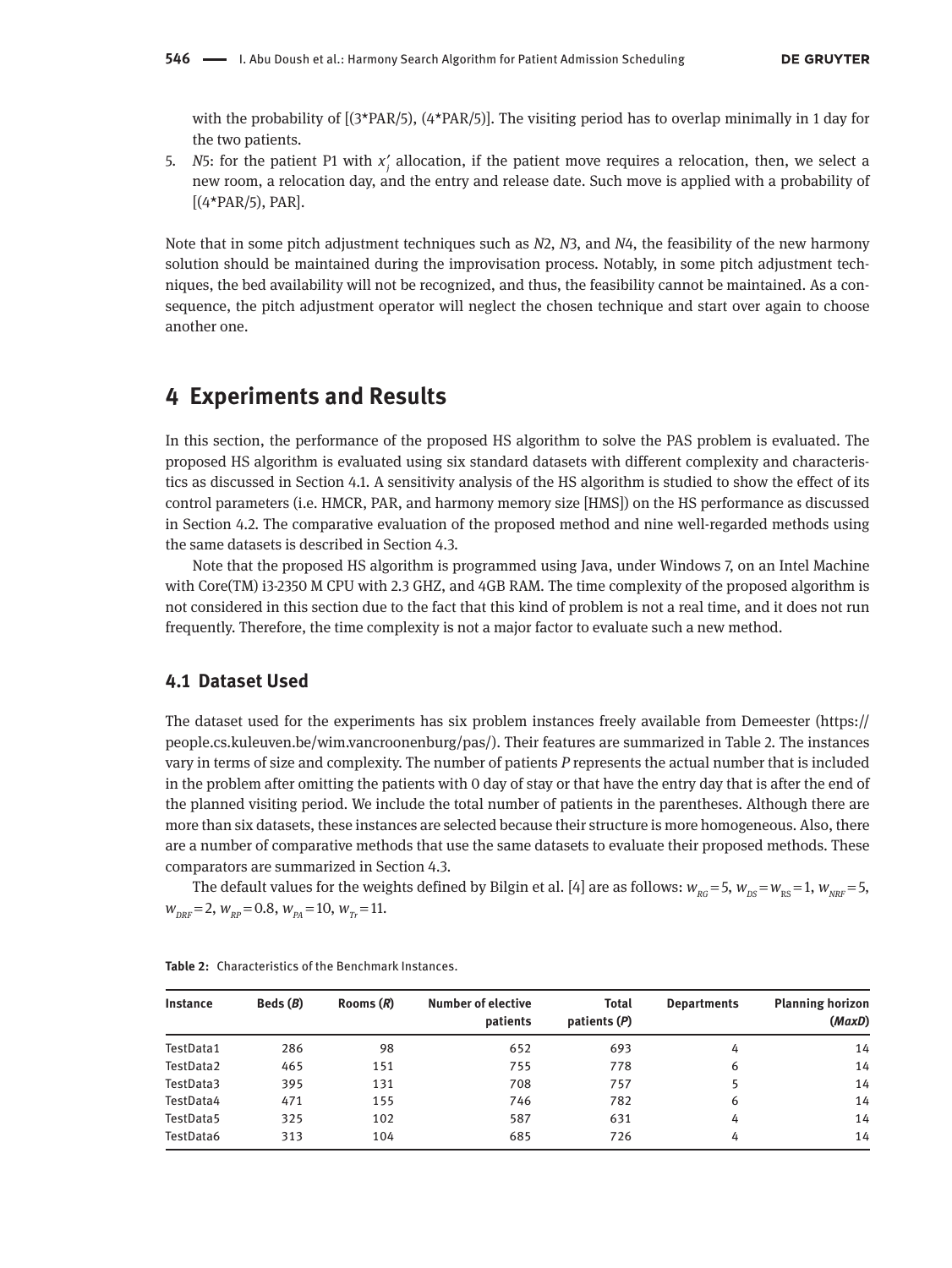with the probability of [(3*PAR/5), (4*PAR/5)]. The visiting period has to overlap minimally in 1 day for the two patients.

5. *N*5: for the patient P1 with $x_j'$ allocation, if the patient move requires a relocation, then, we select a new room, a relocation day, and the entry and release date. Such move is applied with a probability of [(4*PAR/5), PAR].

Note that in some pitch adjustment techniques such as *N*2, *N*3, and *N*4, the feasibility of the new harmony solution should be maintained during the improvisation process. Notably, in some pitch adjustment techniques, the bed availability will not be recognized, and thus, the feasibility cannot be maintained. As a consequence, the pitch adjustment operator will neglect the chosen technique and start over again to choose another one.

## 4 Experiments and Results

In this section, the performance of the proposed HS algorithm to solve the PAS problem is evaluated. The proposed HS algorithm is evaluated using six standard datasets with different complexity and characteristics as discussed in Section 4.1. A sensitivity analysis of the HS algorithm is studied to show the effect of its control parameters (i.e. HMCR, PAR, and harmony memory size [HMS]) on the HS performance as discussed in Section 4.2. The comparative evaluation of the proposed method and nine well-regarded methods using the same datasets is described in Section 4.3.

Note that the proposed HS algorithm is programmed using Java, under Windows 7, on an Intel Machine with Core(TM) i3-2350 M CPU with 2.3 GHZ, and 4GB RAM. The time complexity of the proposed algorithm is not considered in this section due to the fact that this kind of problem is not a real time, and it does not run frequently. Therefore, the time complexity is not a major factor to evaluate such a new method.

### 4.1 Dataset Used

The dataset used for the experiments has six problem instances freely available from Demeester (https://people.cs.kuleuven.be/wim.vancroonenburg/pas/). Their features are summarized in Table 2. The instances vary in terms of size and complexity. The number of patients *P* represents the actual number that is included in the problem after omitting the patients with 0 day of stay or that have the entry day that is after the end of the planned visiting period. We include the total number of patients in the parentheses. Although there are more than six datasets, these instances are selected because their structure is more homogeneous. Also, there are a number of comparative methods that use the same datasets to evaluate their proposed methods. These comparators are summarized in Section 4.3.

The default values for the weights defined by Bilgin et al. [4] are as follows: $w_{RG}=5$, $w_{DS}=w_{RS}=1$, $w_{NRF}=5$, $w_{DRF}=2$, $w_{RP}=0.8$, $w_{PA}=10$, $w_{Tr}=11$.

**Table 2:** Characteristics of the Benchmark Instances.

| Instance | Beds (*B*) | Rooms (*R*) | Number of elective patients | Total patients (*P*) | Departments | Planning horizon (*MaxD*) |
|---|---|---|---|---|---|---|
| TestData1 | 286 | 98 | 652 | 693 | 4 | 14 |
| TestData2 | 465 | 151 | 755 | 778 | 6 | 14 |
| TestData3 | 395 | 131 | 708 | 757 | 5 | 14 |
| TestData4 | 471 | 155 | 746 | 782 | 6 | 14 |
| TestData5 | 325 | 102 | 587 | 631 | 4 | 14 |
| TestData6 | 313 | 104 | 685 | 726 | 4 | 14 |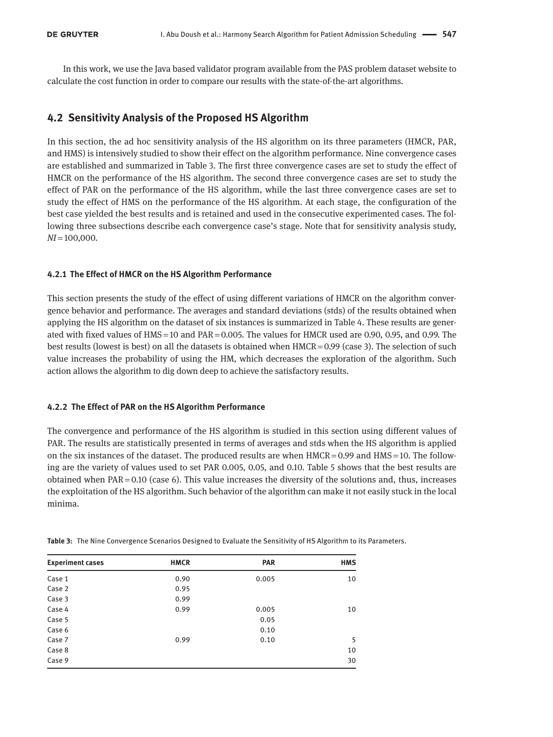In this work, we use the Java based validator program available from the PAS problem dataset website to calculate the cost function in order to compare our results with the state-of-the-art algorithms.

## 4.2 Sensitivity Analysis of the Proposed HS Algorithm

In this section, the ad hoc sensitivity analysis of the HS algorithm on its three parameters (HMCR, PAR, and HMS) is intensively studied to show their effect on the algorithm performance. Nine convergence cases are established and summarized in Table 3. The first three convergence cases are set to study the effect of HMCR on the performance of the HS algorithm. The second three convergence cases are set to study the effect of PAR on the performance of the HS algorithm, while the last three convergence cases are set to study the effect of HMS on the performance of the HS algorithm. At each stage, the configuration of the best case yielded the best results and is retained and used in the consecutive experimented cases. The following three subsections describe each convergence case's stage. Note that for sensitivity analysis study, $NI = 100{,}000$.

### 4.2.1 The Effect of HMCR on the HS Algorithm Performance

This section presents the study of the effect of using different variations of HMCR on the algorithm convergence behavior and performance. The averages and standard deviations (stds) of the results obtained when applying the HS algorithm on the dataset of six instances is summarized in Table 4. These results are generated with fixed values of HMS = 10 and PAR = 0.005. The values for HMCR used are 0.90, 0.95, and 0.99. The best results (lowest is best) on all the datasets is obtained when HMCR = 0.99 (case 3). The selection of such value increases the probability of using the HM, which decreases the exploration of the algorithm. Such action allows the algorithm to dig down deep to achieve the satisfactory results.

### 4.2.2 The Effect of PAR on the HS Algorithm Performance

The convergence and performance of the HS algorithm is studied in this section using different values of PAR. The results are statistically presented in terms of averages and stds when the HS algorithm is applied on the six instances of the dataset. The produced results are when HMCR = 0.99 and HMS = 10. The following are the variety of values used to set PAR 0.005, 0.05, and 0.10. Table 5 shows that the best results are obtained when PAR = 0.10 (case 6). This value increases the diversity of the solutions and, thus, increases the exploitation of the HS algorithm. Such behavior of the algorithm can make it not easily stuck in the local minima.

**Table 3:** The Nine Convergence Scenarios Designed to Evaluate the Sensitivity of HS Algorithm to its Parameters.

| Experiment cases | HMCR | PAR | HMS |
|---|---|---|---|
| Case 1 | 0.90 | 0.005 | 10 |
| Case 2 | 0.95 | | |
| Case 3 | 0.99 | | |
| Case 4 | 0.99 | 0.005 | 10 |
| Case 5 | | 0.05 | |
| Case 6 | | 0.10 | |
| Case 7 | 0.99 | 0.10 | 5 |
| Case 8 | | | 10 |
| Case 9 | | | 30 |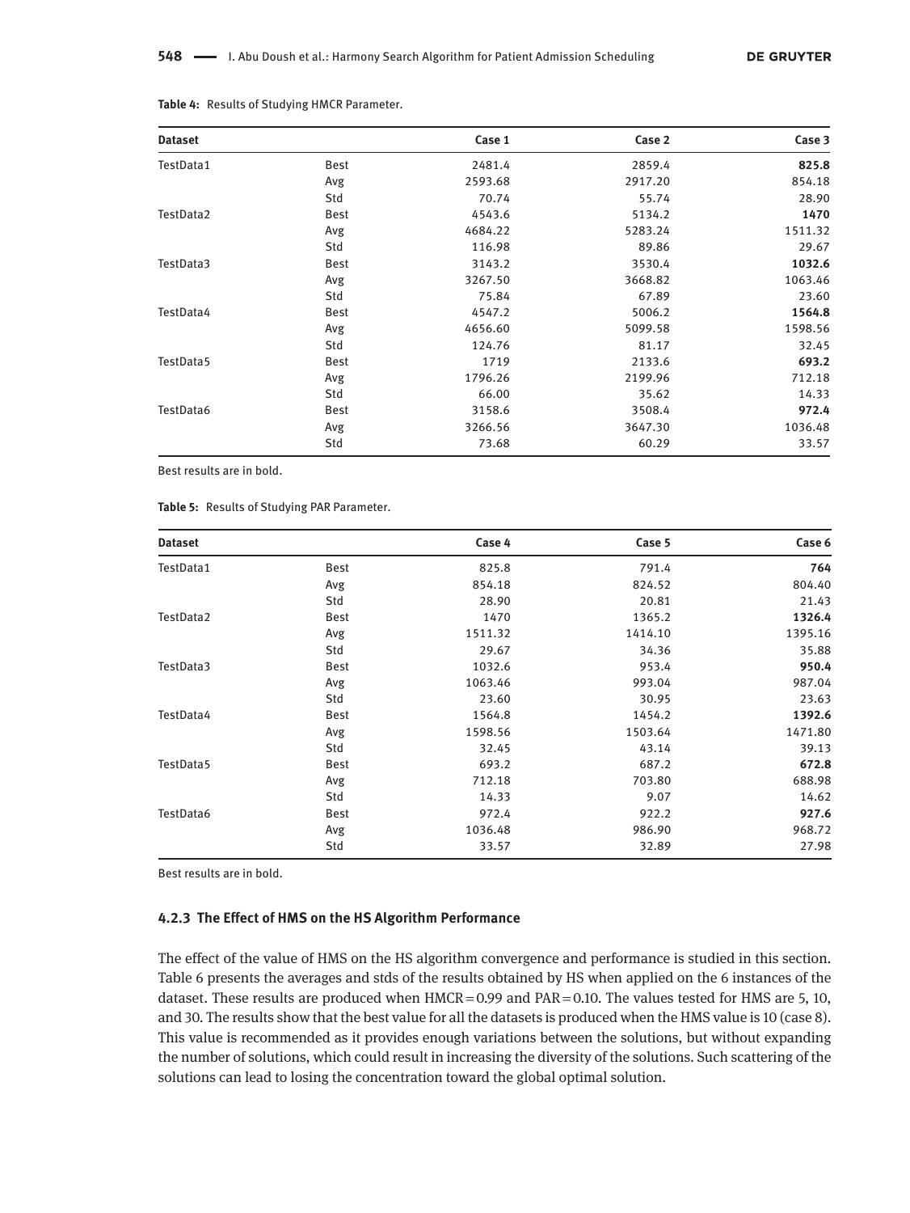**Table 4:** Results of Studying HMCR Parameter.

| Dataset | | Case 1 | Case 2 | Case 3 |
|---|---|---|---|---|
| TestData1 | Best | 2481.4 | 2859.4 | **825.8** |
| | Avg | 2593.68 | 2917.20 | 854.18 |
| | Std | 70.74 | 55.74 | 28.90 |
| TestData2 | Best | 4543.6 | 5134.2 | **1470** |
| | Avg | 4684.22 | 5283.24 | 1511.32 |
| | Std | 116.98 | 89.86 | 29.67 |
| TestData3 | Best | 3143.2 | 3530.4 | **1032.6** |
| | Avg | 3267.50 | 3668.82 | 1063.46 |
| | Std | 75.84 | 67.89 | 23.60 |
| TestData4 | Best | 4547.2 | 5006.2 | **1564.8** |
| | Avg | 4656.60 | 5099.58 | 1598.56 |
| | Std | 124.76 | 81.17 | 32.45 |
| TestData5 | Best | 1719 | 2133.6 | **693.2** |
| | Avg | 1796.26 | 2199.96 | 712.18 |
| | Std | 66.00 | 35.62 | 14.33 |
| TestData6 | Best | 3158.6 | 3508.4 | **972.4** |
| | Avg | 3266.56 | 3647.30 | 1036.48 |
| | Std | 73.68 | 60.29 | 33.57 |

Best results are in bold.

**Table 5:** Results of Studying PAR Parameter.

| Dataset | | Case 4 | Case 5 | Case 6 |
|---|---|---|---|---|
| TestData1 | Best | 825.8 | 791.4 | **764** |
| | Avg | 854.18 | 824.52 | 804.40 |
| | Std | 28.90 | 20.81 | 21.43 |
| TestData2 | Best | 1470 | 1365.2 | **1326.4** |
| | Avg | 1511.32 | 1414.10 | 1395.16 |
| | Std | 29.67 | 34.36 | 35.88 |
| TestData3 | Best | 1032.6 | 953.4 | **950.4** |
| | Avg | 1063.46 | 993.04 | 987.04 |
| | Std | 23.60 | 30.95 | 23.63 |
| TestData4 | Best | 1564.8 | 1454.2 | **1392.6** |
| | Avg | 1598.56 | 1503.64 | 1471.80 |
| | Std | 32.45 | 43.14 | 39.13 |
| TestData5 | Best | 693.2 | 687.2 | **672.8** |
| | Avg | 712.18 | 703.80 | 688.98 |
| | Std | 14.33 | 9.07 | 14.62 |
| TestData6 | Best | 972.4 | 922.2 | **927.6** |
| | Avg | 1036.48 | 986.90 | 968.72 |
| | Std | 33.57 | 32.89 | 27.98 |

Best results are in bold.

### 4.2.3 The Effect of HMS on the HS Algorithm Performance

The effect of the value of HMS on the HS algorithm convergence and performance is studied in this section. Table 6 presents the averages and stds of the results obtained by HS when applied on the 6 instances of the dataset. These results are produced when HMCR = 0.99 and PAR = 0.10. The values tested for HMS are 5, 10, and 30. The results show that the best value for all the datasets is produced when the HMS value is 10 (case 8). This value is recommended as it provides enough variations between the solutions, but without expanding the number of solutions, which could result in increasing the diversity of the solutions. Such scattering of the solutions can lead to losing the concentration toward the global optimal solution.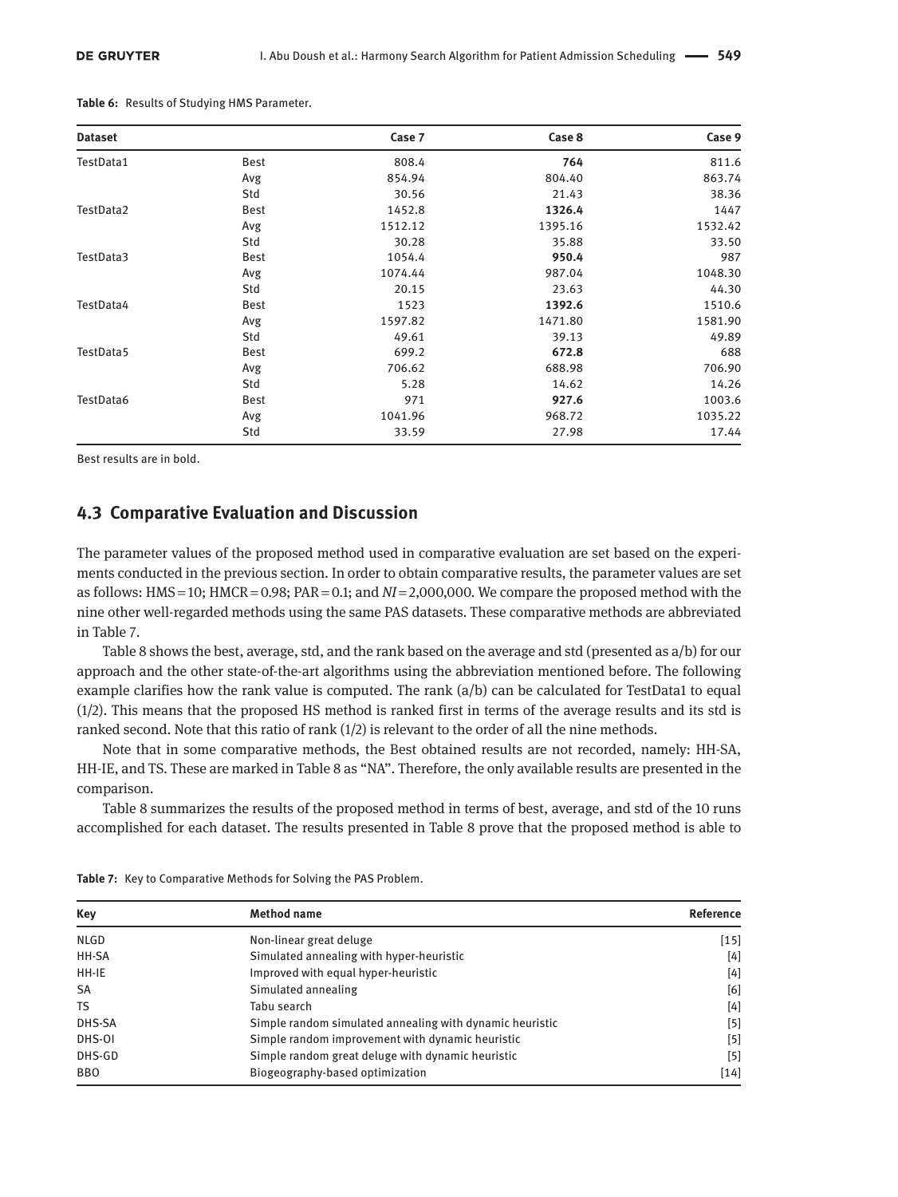**Table 6:** Results of Studying HMS Parameter.

| Dataset | | Case 7 | Case 8 | Case 9 |
|---|---|---|---|---|
| TestData1 | Best | 808.4 | **764** | 811.6 |
| | Avg | 854.94 | 804.40 | 863.74 |
| | Std | 30.56 | 21.43 | 38.36 |
| TestData2 | Best | 1452.8 | **1326.4** | 1447 |
| | Avg | 1512.12 | 1395.16 | 1532.42 |
| | Std | 30.28 | 35.88 | 33.50 |
| TestData3 | Best | 1054.4 | **950.4** | 987 |
| | Avg | 1074.44 | 987.04 | 1048.30 |
| | Std | 20.15 | 23.63 | 44.30 |
| TestData4 | Best | 1523 | **1392.6** | 1510.6 |
| | Avg | 1597.82 | 1471.80 | 1581.90 |
| | Std | 49.61 | 39.13 | 49.89 |
| TestData5 | Best | 699.2 | **672.8** | 688 |
| | Avg | 706.62 | 688.98 | 706.90 |
| | Std | 5.28 | 14.62 | 14.26 |
| TestData6 | Best | 971 | **927.6** | 1003.6 |
| | Avg | 1041.96 | 968.72 | 1035.22 |
| | Std | 33.59 | 27.98 | 17.44 |

Best results are in bold.

## 4.3 Comparative Evaluation and Discussion

The parameter values of the proposed method used in comparative evaluation are set based on the experiments conducted in the previous section. In order to obtain comparative results, the parameter values are set as follows: HMS = 10; HMCR = 0.98; PAR = 0.1; and $NI$ = 2,000,000. We compare the proposed method with the nine other well-regarded methods using the same PAS datasets. These comparative methods are abbreviated in Table 7.

Table 8 shows the best, average, std, and the rank based on the average and std (presented as a/b) for our approach and the other state-of-the-art algorithms using the abbreviation mentioned before. The following example clarifies how the rank value is computed. The rank (a/b) can be calculated for TestData1 to equal (1/2). This means that the proposed HS method is ranked first in terms of the average results and its std is ranked second. Note that this ratio of rank (1/2) is relevant to the order of all the nine methods.

Note that in some comparative methods, the Best obtained results are not recorded, namely: HH-SA, HH-IE, and TS. These are marked in Table 8 as "NA". Therefore, the only available results are presented in the comparison.

Table 8 summarizes the results of the proposed method in terms of best, average, and std of the 10 runs accomplished for each dataset. The results presented in Table 8 prove that the proposed method is able to

**Table 7:** Key to Comparative Methods for Solving the PAS Problem.

| Key | Method name | Reference |
|---|---|---|
| NLGD | Non-linear great deluge | [15] |
| HH-SA | Simulated annealing with hyper-heuristic | [4] |
| HH-IE | Improved with equal hyper-heuristic | [4] |
| SA | Simulated annealing | [6] |
| TS | Tabu search | [4] |
| DHS-SA | Simple random simulated annealing with dynamic heuristic | [5] |
| DHS-OI | Simple random improvement with dynamic heuristic | [5] |
| DHS-GD | Simple random great deluge with dynamic heuristic | [5] |
| BBO | Biogeography-based optimization | [14] |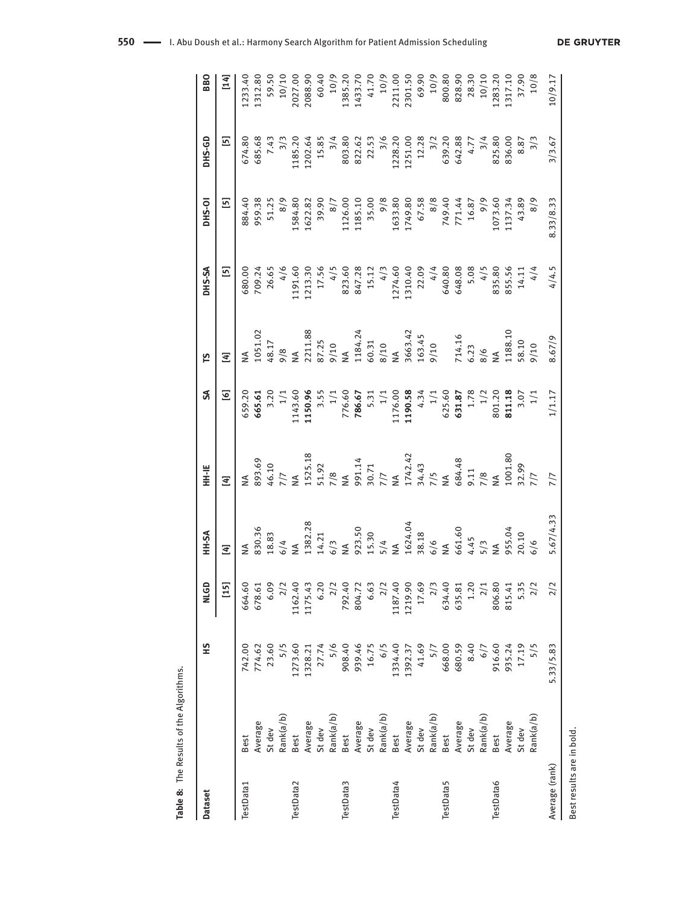**Table 8:** The Results of the Algorithms.

| Dataset | | HS | NLGD | HH-SA | HH-IE | SA | TS | DHS-SA | DHS-OI | DHS-GD | BBO |
|---|---|---|---|---|---|---|---|---|---|---|---|
| | | | [15] | [4] | [4] | [6] | [4] | [5] | [5] | [5] | [14] |
| TestData1 | Best | 742.00 | 664.60 | NA | NA | 659.20 | NA | 680.00 | 884.40 | 674.80 | 1233.40 |
| | Average | 774.62 | 678.61 | 830.36 | 893.69 | **665.61** | 1051.02 | 709.24 | 959.38 | 685.68 | 1312.80 |
| | St dev | 23.60 | 6.09 | 18.83 | 46.10 | 3.20 | 48.17 | 26.65 | 51.25 | 7.43 | 59.50 |
| | Rank(a/b) | 5/5 | 2/2 | 6/4 | 7/7 | 1/1 | 9/8 | 4/6 | 8/9 | 3/3 | 10/10 |
| TestData2 | Best | 1273.60 | 1162.40 | NA | NA | 1143.60 | NA | 1191.60 | 1584.80 | 1185.20 | 2027.00 |
| | Average | 1328.21 | 1175.43 | 1382.28 | 1525.18 | **1150.96** | 2211.88 | 1213.30 | 1622.82 | 1202.64 | 2088.90 |
| | St dev | 27.74 | 6.20 | 14.21 | 51.92 | 3.55 | 87.25 | 17.56 | 39.90 | 15.85 | 60.40 |
| | Rank(a/b) | 5/6 | 2/2 | 6/3 | 7/8 | 1/1 | 9/10 | 4/5 | 8/7 | 3/4 | 10/9 |
| TestData3 | Best | 908.40 | 792.40 | NA | NA | 776.60 | NA | 823.60 | 1126.00 | 803.80 | 1385.20 |
| | Average | 939.46 | 804.72 | 923.50 | 991.14 | **786.67** | 1184.24 | 847.28 | 1185.10 | 822.62 | 1433.70 |
| | St dev | 16.75 | 6.63 | 15.30 | 30.71 | 5.31 | 60.31 | 15.12 | 35.00 | 22.53 | 41.70 |
| | Rank(a/b) | 6/5 | 2/2 | 5/4 | 7/7 | 1/1 | 8/10 | 4/3 | 9/8 | 3/6 | 10/9 |
| TestData4 | Best | 1334.40 | 1187.40 | NA | NA | 1176.00 | NA | 1274.60 | 1633.80 | 1228.20 | 2211.00 |
| | Average | 1392.37 | 1219.90 | 1624.04 | 1742.42 | **1190.58** | 3663.42 | 1310.40 | 1749.80 | 1251.00 | 2301.50 |
| | St dev | 41.69 | 17.69 | 38.18 | 34.43 | 4.34 | 163.45 | 22.09 | 67.58 | 12.28 | 69.90 |
| | Rank(a/b) | 5/7 | 2/3 | 6/6 | 7/5 | 1/1 | 9/10 | 4/4 | 8/8 | 3/2 | 10/9 |
| TestData5 | Best | 668.00 | 634.40 | NA | NA | 625.60 | | 640.80 | 749.40 | 639.20 | 800.80 |
| | Average | 680.59 | 635.81 | 661.60 | 684.48 | **631.87** | 714.16 | 648.08 | 771.44 | 642.88 | 828.90 |
| | St dev | 8.40 | 1.20 | 4.45 | 9.11 | 1.78 | 6.23 | 5.08 | 16.87 | 4.77 | 28.30 |
| | Rank(a/b) | 6/7 | 2/1 | 5/3 | 7/8 | 1/2 | 8/6 | 4/5 | 9/9 | 3/4 | 10/10 |
| TestData6 | Best | 916.60 | 806.80 | NA | NA | 801.20 | NA | 835.80 | 1073.60 | 825.80 | 1283.20 |
| | Average | 935.24 | 815.41 | 955.04 | 1001.80 | **811.18** | 1188.10 | 855.56 | 1137.34 | 836.00 | 1317.10 |
| | St dev | 17.19 | 5.35 | 20.10 | 32.99 | 3.07 | 58.10 | 14.11 | 43.89 | 8.87 | 37.90 |
| | Rank(a/b) | 5/5 | 2/2 | 6/6 | 7/7 | 1/1 | 9/10 | 4/4 | 8/9 | 3/3 | 10/8 |
| Average (rank) | | 5.33/5.83 | 2/2 | 5.67/4.33 | 7/7 | 1/1.17 | 8.67/9 | 4/4.5 | 8.33/8.33 | 3/3.67 | 10/9.17 |

Best results are in bold.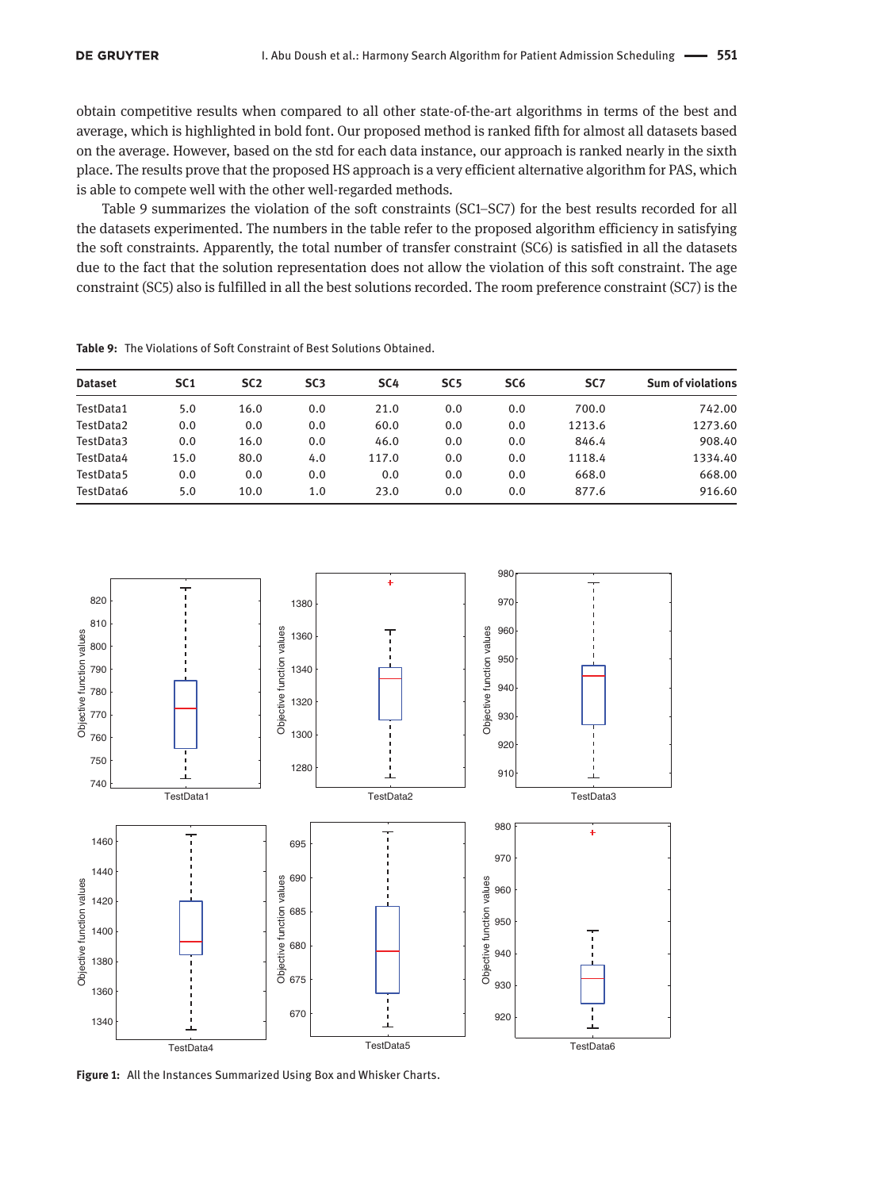obtain competitive results when compared to all other state-of-the-art algorithms in terms of the best and average, which is highlighted in bold font. Our proposed method is ranked fifth for almost all datasets based on the average. However, based on the std for each data instance, our approach is ranked nearly in the sixth place. The results prove that the proposed HS approach is a very efficient alternative algorithm for PAS, which is able to compete well with the other well-regarded methods.

Table 9 summarizes the violation of the soft constraints (SC1–SC7) for the best results recorded for all the datasets experimented. The numbers in the table refer to the proposed algorithm efficiency in satisfying the soft constraints. Apparently, the total number of transfer constraint (SC6) is satisfied in all the datasets due to the fact that the solution representation does not allow the violation of this soft constraint. The age constraint (SC5) also is fulfilled in all the best solutions recorded. The room preference constraint (SC7) is the

**Table 9:** The Violations of Soft Constraint of Best Solutions Obtained.

| Dataset | SC1 | SC2 | SC3 | SC4 | SC5 | SC6 | SC7 | Sum of violations |
|---|---|---|---|---|---|---|---|---|
| TestData1 | 5.0 | 16.0 | 0.0 | 21.0 | 0.0 | 0.0 | 700.0 | 742.00 |
| TestData2 | 0.0 | 0.0 | 0.0 | 60.0 | 0.0 | 0.0 | 1213.6 | 1273.60 |
| TestData3 | 0.0 | 16.0 | 0.0 | 46.0 | 0.0 | 0.0 | 846.4 | 908.40 |
| TestData4 | 15.0 | 80.0 | 4.0 | 117.0 | 0.0 | 0.0 | 1118.4 | 1334.40 |
| TestData5 | 0.0 | 0.0 | 0.0 | 0.0 | 0.0 | 0.0 | 668.0 | 668.00 |
| TestData6 | 5.0 | 10.0 | 1.0 | 23.0 | 0.0 | 0.0 | 877.6 | 916.60 |

**Figure 1:** All the Instances Summarized Using Box and Whisker Charts.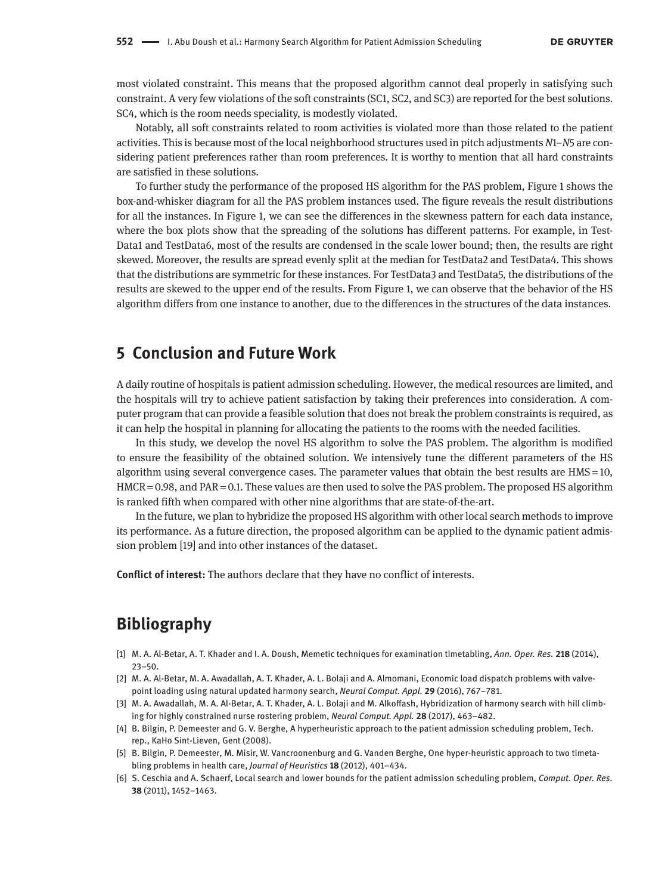most violated constraint. This means that the proposed algorithm cannot deal properly in satisfying such constraint. A very few violations of the soft constraints (SC1, SC2, and SC3) are reported for the best solutions. SC4, which is the room needs speciality, is modestly violated.

Notably, all soft constraints related to room activities is violated more than those related to the patient activities. This is because most of the local neighborhood structures used in pitch adjustments $N1$–$N5$ are considering patient preferences rather than room preferences. It is worthy to mention that all hard constraints are satisfied in these solutions.

To further study the performance of the proposed HS algorithm for the PAS problem, Figure 1 shows the box-and-whisker diagram for all the PAS problem instances used. The figure reveals the result distributions for all the instances. In Figure 1, we can see the differences in the skewness pattern for each data instance, where the box plots show that the spreading of the solutions has different patterns. For example, in TestData1 and TestData6, most of the results are condensed in the scale lower bound; then, the results are right skewed. Moreover, the results are spread evenly split at the median for TestData2 and TestData4. This shows that the distributions are symmetric for these instances. For TestData3 and TestData5, the distributions of the results are skewed to the upper end of the results. From Figure 1, we can observe that the behavior of the HS algorithm differs from one instance to another, due to the differences in the structures of the data instances.

## 5 Conclusion and Future Work

A daily routine of hospitals is patient admission scheduling. However, the medical resources are limited, and the hospitals will try to achieve patient satisfaction by taking their preferences into consideration. A computer program that can provide a feasible solution that does not break the problem constraints is required, as it can help the hospital in planning for allocating the patients to the rooms with the needed facilities.

In this study, we develop the novel HS algorithm to solve the PAS problem. The algorithm is modified to ensure the feasibility of the obtained solution. We intensively tune the different parameters of the HS algorithm using several convergence cases. The parameter values that obtain the best results are HMS = 10, HMCR = 0.98, and PAR = 0.1. These values are then used to solve the PAS problem. The proposed HS algorithm is ranked fifth when compared with other nine algorithms that are state-of-the-art.

In the future, we plan to hybridize the proposed HS algorithm with other local search methods to improve its performance. As a future direction, the proposed algorithm can be applied to the dynamic patient admission problem [19] and into other instances of the dataset.

**Conflict of interest:** The authors declare that they have no conflict of interests.

## Bibliography

[1] M. A. Al-Betar, A. T. Khader and I. A. Doush, Memetic techniques for examination timetabling, *Ann. Oper. Res.* **218** (2014), 23–50.

[2] M. A. Al-Betar, M. A. Awadallah, A. T. Khader, A. L. Bolaji and A. Almomani, Economic load dispatch problems with valve-point loading using natural updated harmony search, *Neural Comput. Appl.* **29** (2016), 767–781.

[3] M. A. Awadallah, M. A. Al-Betar, A. T. Khader, A. L. Bolaji and M. Alkoffash, Hybridization of harmony search with hill climbing for highly constrained nurse rostering problem, *Neural Comput. Appl.* **28** (2017), 463–482.

[4] B. Bilgin, P. Demeester and G. V. Berghe, A hyperheuristic approach to the patient admission scheduling problem, Tech. rep., KaHo Sint-Lieven, Gent (2008).

[5] B. Bilgin, P. Demeester, M. Misir, W. Vancroonenburg and G. Vanden Berghe, One hyper-heuristic approach to two timetabling problems in health care, *Journal of Heuristics* **18** (2012), 401–434.

[6] S. Ceschia and A. Schaerf, Local search and lower bounds for the patient admission scheduling problem, *Comput. Oper. Res.* **38** (2011), 1452–1463.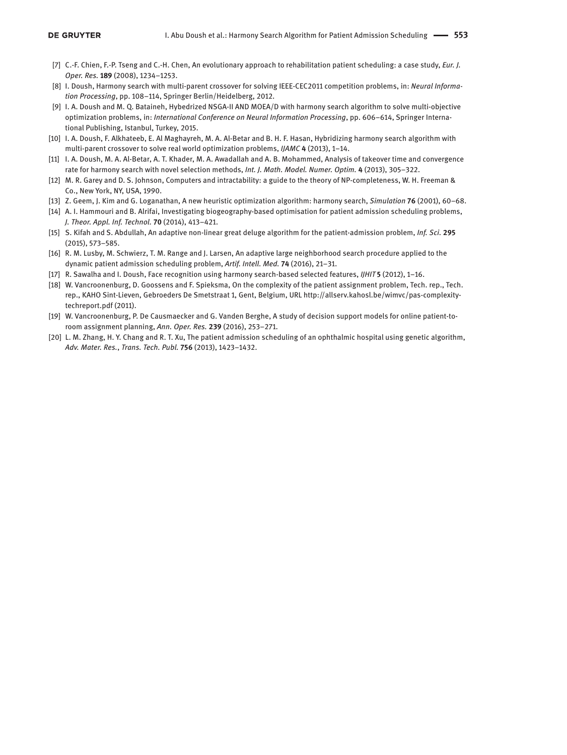[7] C.-F. Chien, F.-P. Tseng and C.-H. Chen, An evolutionary approach to rehabilitation patient scheduling: a case study, *Eur. J. Oper. Res.* **189** (2008), 1234–1253.

[8] I. Doush, Harmony search with multi-parent crossover for solving IEEE-CEC2011 competition problems, in: *Neural Information Processing*, pp. 108–114, Springer Berlin/Heidelberg, 2012.

[9] I. A. Doush and M. Q. Bataineh, Hybedrized NSGA-II AND MOEA/D with harmony search algorithm to solve multi-objective optimization problems, in: *International Conference on Neural Information Processing*, pp. 606–614, Springer International Publishing, Istanbul, Turkey, 2015.

[10] I. A. Doush, F. Alkhateeb, E. Al Maghayreh, M. A. Al-Betar and B. H. F. Hasan, Hybridizing harmony search algorithm with multi-parent crossover to solve real world optimization problems, *IJAMC* **4** (2013), 1–14.

[11] I. A. Doush, M. A. Al-Betar, A. T. Khader, M. A. Awadallah and A. B. Mohammed, Analysis of takeover time and convergence rate for harmony search with novel selection methods, *Int. J. Math. Model. Numer. Optim.* **4** (2013), 305–322.

[12] M. R. Garey and D. S. Johnson, Computers and intractability: a guide to the theory of NP-completeness, W. H. Freeman & Co., New York, NY, USA, 1990.

[13] Z. Geem, J. Kim and G. Loganathan, A new heuristic optimization algorithm: harmony search, *Simulation* **76** (2001), 60–68.

[14] A. I. Hammouri and B. Alrifai, Investigating biogeography-based optimisation for patient admission scheduling problems, *J. Theor. Appl. Inf. Technol.* **70** (2014), 413–421.

[15] S. Kifah and S. Abdullah, An adaptive non-linear great deluge algorithm for the patient-admission problem, *Inf. Sci.* **295** (2015), 573–585.

[16] R. M. Lusby, M. Schwierz, T. M. Range and J. Larsen, An adaptive large neighborhood search procedure applied to the dynamic patient admission scheduling problem, *Artif. Intell. Med.* **74** (2016), 21–31.

[17] R. Sawalha and I. Doush, Face recognition using harmony search-based selected features, *IJHIT* **5** (2012), 1–16.

[18] W. Vancroonenburg, D. Goossens and F. Spieksma, On the complexity of the patient assignment problem, Tech. rep., Tech. rep., KAHO Sint-Lieven, Gebroeders De Smetstraat 1, Gent, Belgium, URL http://allserv.kahosl.be/wimvc/pas-complexity-techreport.pdf (2011).

[19] W. Vancroonenburg, P. De Causmaecker and G. Vanden Berghe, A study of decision support models for online patient-to-room assignment planning, *Ann. Oper. Res.* **239** (2016), 253–271.

[20] L. M. Zhang, H. Y. Chang and R. T. Xu, The patient admission scheduling of an ophthalmic hospital using genetic algorithm, *Adv. Mater. Res.*, *Trans. Tech. Publ.* **756** (2013), 1423–1432.